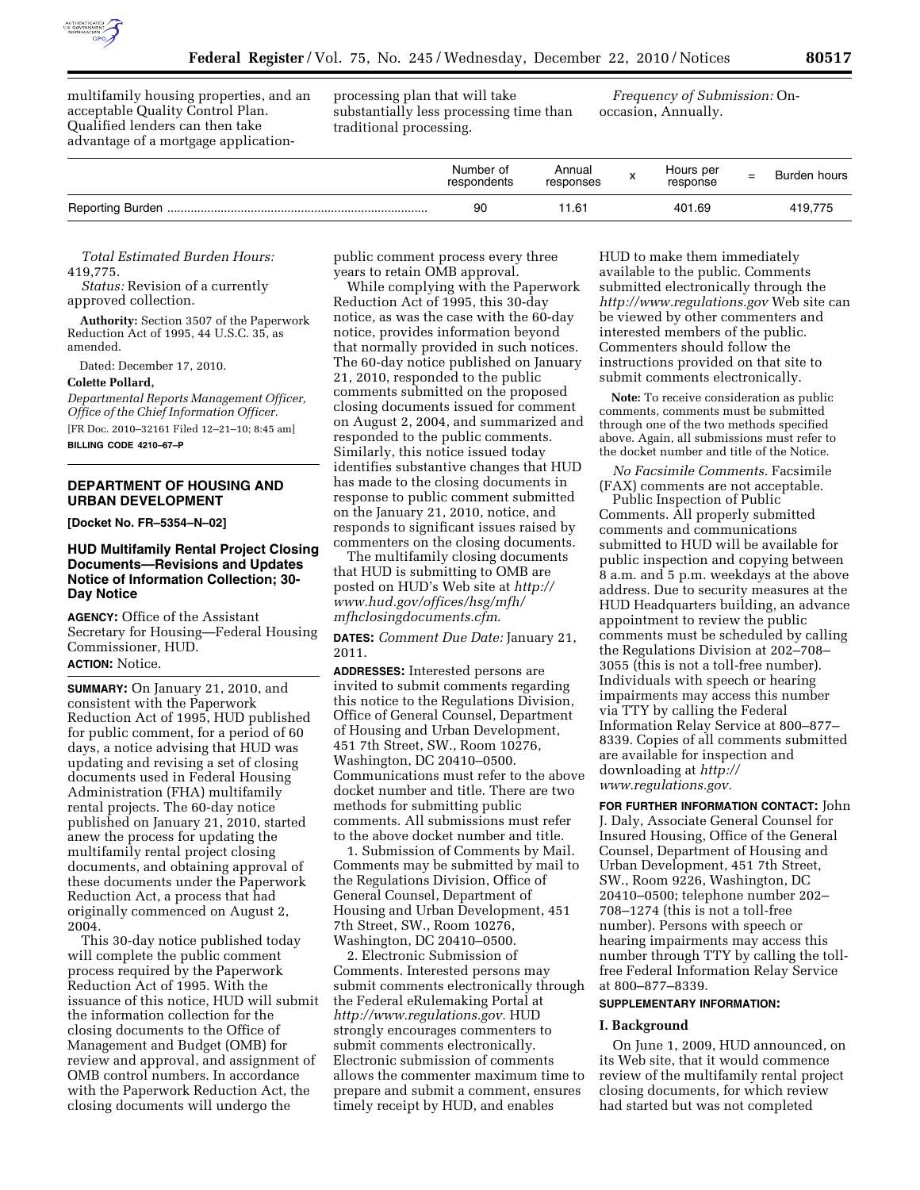multifamily housing properties, and an acceptable Quality Control Plan. Qualified lenders can then take advantage of a mortgage application-processing plan that will take substantially less processing time than traditional processing.

*Frequency of Submission:* On-occasion, Annually.

| | Number of respondents | Annual responses | x | Hours per response | = | Burden hours |
|---|---|---|---|---|---|---|
| Reporting Burden | 90 | 11.61 | | 401.69 | | 419,775 |

*Total Estimated Burden Hours:* 419,775.

*Status:* Revision of a currently approved collection.

**Authority:** Section 3507 of the Paperwork Reduction Act of 1995, 44 U.S.C. 35, as amended.

Dated: December 17, 2010.

**Colette Pollard,**

*Departmental Reports Management Officer, Office of the Chief Information Officer.*

[FR Doc. 2010–32161 Filed 12–21–10; 8:45 am]

**BILLING CODE 4210–67–P**

## DEPARTMENT OF HOUSING AND URBAN DEVELOPMENT

**[Docket No. FR–5354–N–02]**

### HUD Multifamily Rental Project Closing Documents—Revisions and Updates Notice of Information Collection; 30-Day Notice

**AGENCY:** Office of the Assistant Secretary for Housing—Federal Housing Commissioner, HUD.

**ACTION:** Notice.

**SUMMARY:** On January 21, 2010, and consistent with the Paperwork Reduction Act of 1995, HUD published for public comment, for a period of 60 days, a notice advising that HUD was updating and revising a set of closing documents used in Federal Housing Administration (FHA) multifamily rental projects. The 60-day notice published on January 21, 2010, started anew the process for updating the multifamily rental project closing documents, and obtaining approval of these documents under the Paperwork Reduction Act, a process that had originally commenced on August 2, 2004.

This 30-day notice published today will complete the public comment process required by the Paperwork Reduction Act of 1995. With the issuance of this notice, HUD will submit the information collection for the closing documents to the Office of Management and Budget (OMB) for review and approval, and assignment of OMB control numbers. In accordance with the Paperwork Reduction Act, the closing documents will undergo the public comment process every three years to retain OMB approval.

While complying with the Paperwork Reduction Act of 1995, this 30-day notice, as was the case with the 60-day notice, provides information beyond that normally provided in such notices. The 60-day notice published on January 21, 2010, responded to the public comments submitted on the proposed closing documents issued for comment on August 2, 2004, and summarized and responded to the public comments. Similarly, this notice issued today identifies substantive changes that HUD has made to the closing documents in response to public comment submitted on the January 21, 2010, notice, and responds to significant issues raised by commenters on the closing documents.

The multifamily closing documents that HUD is submitting to OMB are posted on HUD's Web site at *http://www.hud.gov/offices/hsg/mfh/mfhclosingdocuments.cfm*.

**DATES:** *Comment Due Date:* January 21, 2011.

**ADDRESSES:** Interested persons are invited to submit comments regarding this notice to the Regulations Division, Office of General Counsel, Department of Housing and Urban Development, 451 7th Street, SW., Room 10276, Washington, DC 20410–0500. Communications must refer to the above docket number and title. There are two methods for submitting public comments. All submissions must refer to the above docket number and title.

1. Submission of Comments by Mail. Comments may be submitted by mail to the Regulations Division, Office of General Counsel, Department of Housing and Urban Development, 451 7th Street, SW., Room 10276, Washington, DC 20410–0500.

2. Electronic Submission of Comments. Interested persons may submit comments electronically through the Federal eRulemaking Portal at *http://www.regulations.gov*. HUD strongly encourages commenters to submit comments electronically. Electronic submission of comments allows the commenter maximum time to prepare and submit a comment, ensures timely receipt by HUD, and enables HUD to make them immediately available to the public. Comments submitted electronically through the *http://www.regulations.gov* Web site can be viewed by other commenters and interested members of the public. Commenters should follow the instructions provided on that site to submit comments electronically.

**Note:** To receive consideration as public comments, comments must be submitted through one of the two methods specified above. Again, all submissions must refer to the docket number and title of the Notice.

*No Facsimile Comments.* Facsimile (FAX) comments are not acceptable.

Public Inspection of Public Comments. All properly submitted comments and communications submitted to HUD will be available for public inspection and copying between 8 a.m. and 5 p.m. weekdays at the above address. Due to security measures at the HUD Headquarters building, an advance appointment to review the public comments must be scheduled by calling the Regulations Division at 202–708–3055 (this is not a toll-free number). Individuals with speech or hearing impairments may access this number via TTY by calling the Federal Information Relay Service at 800–877–8339. Copies of all comments submitted are available for inspection and downloading at *http://www.regulations.gov*.

**FOR FURTHER INFORMATION CONTACT:** John J. Daly, Associate General Counsel for Insured Housing, Office of the General Counsel, Department of Housing and Urban Development, 451 7th Street, SW., Room 9226, Washington, DC 20410–0500; telephone number 202–708–1274 (this is not a toll-free number). Persons with speech or hearing impairments may access this number through TTY by calling the toll-free Federal Information Relay Service at 800–877–8339.

**SUPPLEMENTARY INFORMATION:**

#### I. Background

On June 1, 2009, HUD announced, on its Web site, that it would commence review of the multifamily rental project closing documents, for which review had started but was not completed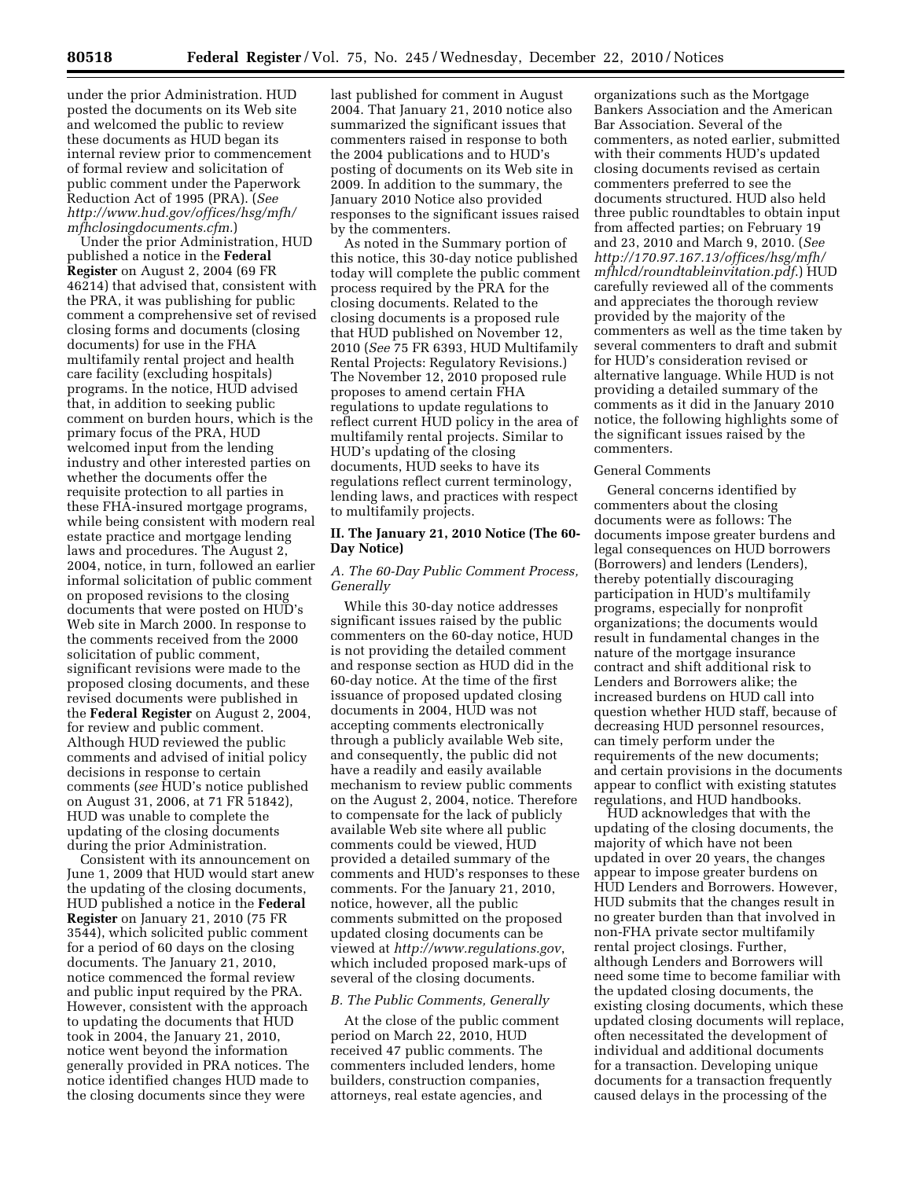under the prior Administration. HUD posted the documents on its Web site and welcomed the public to review these documents as HUD began its internal review prior to commencement of formal review and solicitation of public comment under the Paperwork Reduction Act of 1995 (PRA). (*See http://www.hud.gov/offices/hsg/mfh/mfhclosingdocuments.cfm.*)

Under the prior Administration, HUD published a notice in the **Federal Register** on August 2, 2004 (69 FR 46214) that advised that, consistent with the PRA, it was publishing for public comment a comprehensive set of revised closing forms and documents (closing documents) for use in the FHA multifamily rental project and health care facility (excluding hospitals) programs. In the notice, HUD advised that, in addition to seeking public comment on burden hours, which is the primary focus of the PRA, HUD welcomed input from the lending industry and other interested parties on whether the documents offer the requisite protection to all parties in these FHA-insured mortgage programs, while being consistent with modern real estate practice and mortgage lending laws and procedures. The August 2, 2004, notice, in turn, followed an earlier informal solicitation of public comment on proposed revisions to the closing documents that were posted on HUD's Web site in March 2000. In response to the comments received from the 2000 solicitation of public comment, significant revisions were made to the proposed closing documents, and these revised documents were published in the **Federal Register** on August 2, 2004, for review and public comment. Although HUD reviewed the public comments and advised of initial policy decisions in response to certain comments (*see* HUD's notice published on August 31, 2006, at 71 FR 51842), HUD was unable to complete the updating of the closing documents during the prior Administration.

Consistent with its announcement on June 1, 2009 that HUD would start anew the updating of the closing documents, HUD published a notice in the **Federal Register** on January 21, 2010 (75 FR 3544), which solicited public comment for a period of 60 days on the closing documents. The January 21, 2010, notice commenced the formal review and public input required by the PRA. However, consistent with the approach to updating the documents that HUD took in 2004, the January 21, 2010, notice went beyond the information generally provided in PRA notices. The notice identified changes HUD made to the closing documents since they were last published for comment in August 2004. That January 21, 2010 notice also summarized the significant issues that commenters raised in response to both the 2004 publications and to HUD's posting of documents on its Web site in 2009. In addition to the summary, the January 2010 Notice also provided responses to the significant issues raised by the commenters.

As noted in the Summary portion of this notice, this 30-day notice published today will complete the public comment process required by the PRA for the closing documents. Related to the closing documents is a proposed rule that HUD published on November 12, 2010 (*See* 75 FR 6393, HUD Multifamily Rental Projects: Regulatory Revisions.) The November 12, 2010 proposed rule proposes to amend certain FHA regulations to update regulations to reflect current HUD policy in the area of multifamily rental projects. Similar to HUD's updating of the closing documents, HUD seeks to have its regulations reflect current terminology, lending laws, and practices with respect to multifamily projects.

## II. The January 21, 2010 Notice (The 60-Day Notice)

### *A. The 60-Day Public Comment Process, Generally*

While this 30-day notice addresses significant issues raised by the public commenters on the 60-day notice, HUD is not providing the detailed comment and response section as HUD did in the 60-day notice. At the time of the first issuance of proposed updated closing documents in 2004, HUD was not accepting comments electronically through a publicly available Web site, and consequently, the public did not have a readily and easily available mechanism to review public comments on the August 2, 2004, notice. Therefore to compensate for the lack of publicly available Web site where all public comments could be viewed, HUD provided a detailed summary of the comments and HUD's responses to these comments. For the January 21, 2010, notice, however, all the public comments submitted on the proposed updated closing documents can be viewed at *http://www.regulations.gov*, which included proposed mark-ups of several of the closing documents.

### *B. The Public Comments, Generally*

At the close of the public comment period on March 22, 2010, HUD received 47 public comments. The commenters included lenders, home builders, construction companies, attorneys, real estate agencies, and organizations such as the Mortgage Bankers Association and the American Bar Association. Several of the commenters, as noted earlier, submitted with their comments HUD's updated closing documents revised as certain commenters preferred to see the documents structured. HUD also held three public roundtables to obtain input from affected parties; on February 19 and 23, 2010 and March 9, 2010. (*See http://170.97.167.13/offices/hsg/mfh/mfhlcd/roundtableinvitation.pdf.*) HUD carefully reviewed all of the comments and appreciates the thorough review provided by the majority of the commenters as well as the time taken by several commenters to draft and submit for HUD's consideration revised or alternative language. While HUD is not providing a detailed summary of the comments as it did in the January 2010 notice, the following highlights some of the significant issues raised by the commenters.

General Comments

General concerns identified by commenters about the closing documents were as follows: The documents impose greater burdens and legal consequences on HUD borrowers (Borrowers) and lenders (Lenders), thereby potentially discouraging participation in HUD's multifamily programs, especially for nonprofit organizations; the documents would result in fundamental changes in the nature of the mortgage insurance contract and shift additional risk to Lenders and Borrowers alike; the increased burdens on HUD call into question whether HUD staff, because of decreasing HUD personnel resources, can timely perform under the requirements of the new documents; and certain provisions in the documents appear to conflict with existing statutes regulations, and HUD handbooks.

HUD acknowledges that with the updating of the closing documents, the majority of which have not been updated in over 20 years, the changes appear to impose greater burdens on HUD Lenders and Borrowers. However, HUD submits that the changes result in no greater burden than that involved in non-FHA private sector multifamily rental project closings. Further, although Lenders and Borrowers will need some time to become familiar with the updated closing documents, the existing closing documents, which these updated closing documents will replace, often necessitated the development of individual and additional documents for a transaction. Developing unique documents for a transaction frequently caused delays in the processing of the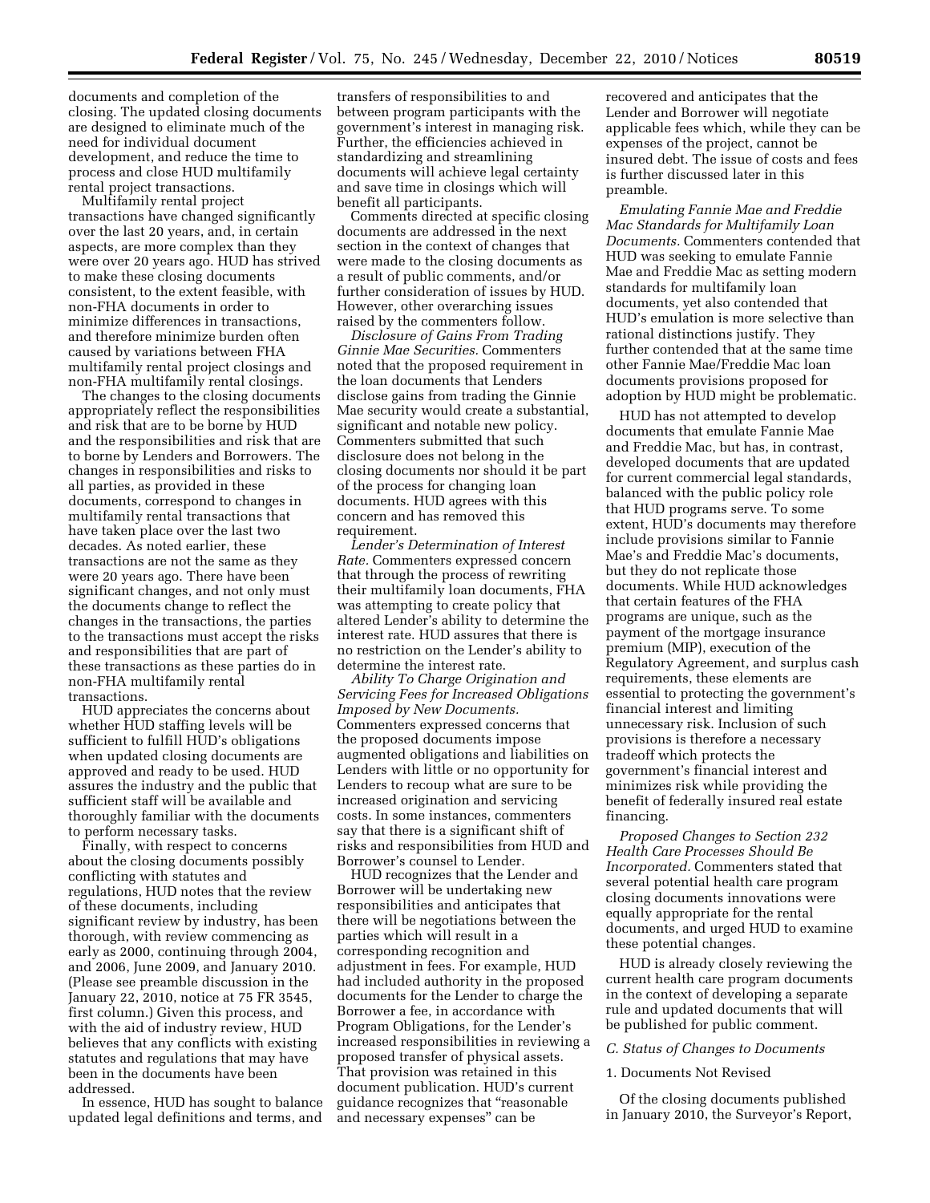documents and completion of the closing. The updated closing documents are designed to eliminate much of the need for individual document development, and reduce the time to process and close HUD multifamily rental project transactions.

Multifamily rental project transactions have changed significantly over the last 20 years, and, in certain aspects, are more complex than they were over 20 years ago. HUD has strived to make these closing documents consistent, to the extent feasible, with non-FHA documents in order to minimize differences in transactions, and therefore minimize burden often caused by variations between FHA multifamily rental project closings and non-FHA multifamily rental closings.

The changes to the closing documents appropriately reflect the responsibilities and risk that are to be borne by HUD and the responsibilities and risk that are to be borne by Lenders and Borrowers. The changes in responsibilities and risks to all parties, as provided in these documents, correspond to changes in multifamily rental transactions that have taken place over the last two decades. As noted earlier, these transactions are not the same as they were 20 years ago. There have been significant changes, and not only must the documents change to reflect the changes in the transactions, the parties to the transactions must accept the risks and responsibilities that are part of these transactions as these parties do in non-FHA multifamily rental transactions.

HUD appreciates the concerns about whether HUD staffing levels will be sufficient to fulfill HUD's obligations when updated closing documents are approved and ready to be used. HUD assures the industry and the public that sufficient staff will be available and thoroughly familiar with the documents to perform necessary tasks.

Finally, with respect to concerns about the closing documents possibly conflicting with statutes and regulations, HUD notes that the review of these documents, including significant review by industry, has been thorough, with review commencing as early as 2000, continuing through 2004, and 2006, June 2009, and January 2010. (Please see preamble discussion in the January 22, 2010, notice at 75 FR 3545, first column.) Given this process, and with the aid of industry review, HUD believes that any conflicts with existing statutes and regulations that may have been in the documents have been addressed.

In essence, HUD has sought to balance updated legal definitions and terms, and transfers of responsibilities to and between program participants with the government's interest in managing risk. Further, the efficiencies achieved in standardizing and streamlining documents will achieve legal certainty and save time in closings which will benefit all participants.

Comments directed at specific closing documents are addressed in the next section in the context of changes that were made to the closing documents as a result of public comments, and/or further consideration of issues by HUD. However, other overarching issues raised by the commenters follow.

*Disclosure of Gains From Trading Ginnie Mae Securities.* Commenters noted that the proposed requirement in the loan documents that Lenders disclose gains from trading the Ginnie Mae security would create a substantial, significant and notable new policy. Commenters submitted that such disclosure does not belong in the closing documents nor should it be part of the process for changing loan documents. HUD agrees with this concern and has removed this requirement.

*Lender's Determination of Interest Rate.* Commenters expressed concern that through the process of rewriting their multifamily loan documents, FHA was attempting to create policy that altered Lender's ability to determine the interest rate. HUD assures that there is no restriction on the Lender's ability to determine the interest rate.

*Ability To Charge Origination and Servicing Fees for Increased Obligations Imposed by New Documents.* Commenters expressed concerns that the proposed documents impose augmented obligations and liabilities on Lenders with little or no opportunity for Lenders to recoup what are sure to be increased origination and servicing costs. In some instances, commenters say that there is a significant shift of risks and responsibilities from HUD and Borrower's counsel to Lender.

HUD recognizes that the Lender and Borrower will be undertaking new responsibilities and anticipates that there will be negotiations between the parties which will result in a corresponding recognition and adjustment in fees. For example, HUD had included authority in the proposed documents for the Lender to charge the Borrower a fee, in accordance with Program Obligations, for the Lender's increased responsibilities in reviewing a proposed transfer of physical assets. That provision was retained in this document publication. HUD's current guidance recognizes that "reasonable and necessary expenses" can be recovered and anticipates that the Lender and Borrower will negotiate applicable fees which, while they can be expenses of the project, cannot be insured debt. The issue of costs and fees is further discussed later in this preamble.

*Emulating Fannie Mae and Freddie Mac Standards for Multifamily Loan Documents.* Commenters contended that HUD was seeking to emulate Fannie Mae and Freddie Mac as setting modern standards for multifamily loan documents, yet also contended that HUD's emulation is more selective than rational distinctions justify. They further contended that at the same time other Fannie Mae/Freddie Mac loan documents provisions proposed for adoption by HUD might be problematic.

HUD has not attempted to develop documents that emulate Fannie Mae and Freddie Mac, but has, in contrast, developed documents that are updated for current commercial legal standards, balanced with the public policy role that HUD programs serve. To some extent, HUD's documents may therefore include provisions similar to Fannie Mae's and Freddie Mac's documents, but they do not replicate those documents. While HUD acknowledges that certain features of the FHA programs are unique, such as the payment of the mortgage insurance premium (MIP), execution of the Regulatory Agreement, and surplus cash requirements, these elements are essential to protecting the government's financial interest and limiting unnecessary risk. Inclusion of such provisions is therefore a necessary tradeoff which protects the government's financial interest and minimizes risk while providing the benefit of federally insured real estate financing.

*Proposed Changes to Section 232 Health Care Processes Should Be Incorporated.* Commenters stated that several potential health care program closing documents innovations were equally appropriate for the rental documents, and urged HUD to examine these potential changes.

HUD is already closely reviewing the current health care program documents in the context of developing a separate rule and updated documents that will be published for public comment.

*C. Status of Changes to Documents*

1. Documents Not Revised

Of the closing documents published in January 2010, the Surveyor's Report,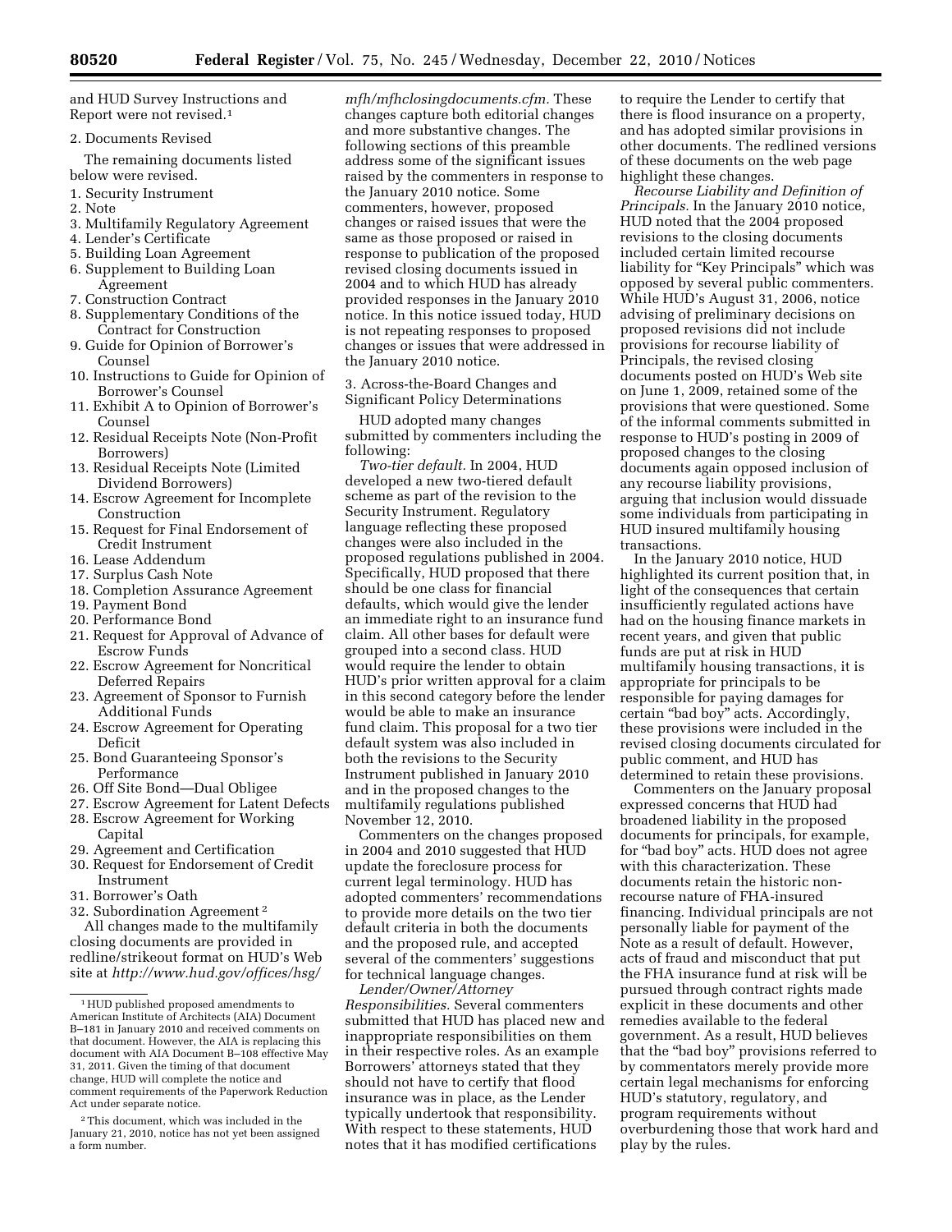and HUD Survey Instructions and Report were not revised.[1]

2. Documents Revised

The remaining documents listed below were revised.

1. Security Instrument
2. Note
3. Multifamily Regulatory Agreement
4. Lender's Certificate
5. Building Loan Agreement
6. Supplement to Building Loan Agreement
7. Construction Contract
8. Supplementary Conditions of the Contract for Construction
9. Guide for Opinion of Borrower's Counsel
10. Instructions to Guide for Opinion of Borrower's Counsel
11. Exhibit A to Opinion of Borrower's Counsel
12. Residual Receipts Note (Non-Profit Borrowers)
13. Residual Receipts Note (Limited Dividend Borrowers)
14. Escrow Agreement for Incomplete Construction
15. Request for Final Endorsement of Credit Instrument
16. Lease Addendum
17. Surplus Cash Note
18. Completion Assurance Agreement
19. Payment Bond
20. Performance Bond
21. Request for Approval of Advance of Escrow Funds
22. Escrow Agreement for Noncritical Deferred Repairs
23. Agreement of Sponsor to Furnish Additional Funds
24. Escrow Agreement for Operating Deficit
25. Bond Guaranteeing Sponsor's Performance
26. Off Site Bond—Dual Obligee
27. Escrow Agreement for Latent Defects
28. Escrow Agreement for Working Capital
29. Agreement and Certification
30. Request for Endorsement of Credit Instrument
31. Borrower's Oath
32. Subordination Agreement[2]

All changes made to the multifamily closing documents are provided in redline/strikeout format on HUD's Web site at *http://www.hud.gov/offices/hsg/mfh/mfhclosingdocuments.cfm.* These changes capture both editorial changes and more substantive changes. The following sections of this preamble address some of the significant issues raised by the commenters in response to the January 2010 notice. Some commenters, however, proposed changes or raised issues that were the same as those proposed or raised in response to publication of the proposed revised closing documents issued in 2004 and to which HUD has already provided responses in the January 2010 notice. In this notice issued today, HUD is not repeating responses to proposed changes or issues that were addressed in the January 2010 notice.

3. Across-the-Board Changes and Significant Policy Determinations

HUD adopted many changes submitted by commenters including the following:

*Two-tier default.* In 2004, HUD developed a new two-tiered default scheme as part of the revision to the Security Instrument. Regulatory language reflecting these proposed changes were also included in the proposed regulations published in 2004. Specifically, HUD proposed that there should be one class for financial defaults, which would give the lender an immediate right to an insurance fund claim. All other bases for default were grouped into a second class. HUD would require the lender to obtain HUD's prior written approval for a claim in this second category before the lender would be able to make an insurance fund claim. This proposal for a two tier default system was also included in both the revisions to the Security Instrument published in January 2010 and in the proposed changes to the multifamily regulations published November 12, 2010.

Commenters on the changes proposed in 2004 and 2010 suggested that HUD update the foreclosure process for current legal terminology. HUD has adopted commenters' recommendations to provide more details on the two tier default criteria in both the documents and the proposed rule, and accepted several of the commenters' suggestions for technical language changes.

*Lender/Owner/Attorney Responsibilities.* Several commenters submitted that HUD has placed new and inappropriate responsibilities on them in their respective roles. As an example Borrowers' attorneys stated that they should not have to certify that flood insurance was in place, as the Lender typically undertook that responsibility. With respect to these statements, HUD notes that it has modified certifications to require the Lender to certify that there is flood insurance on a property, and has adopted similar provisions in other documents. The redlined versions of these documents on the web page highlight these changes.

*Recourse Liability and Definition of Principals.* In the January 2010 notice, HUD noted that the 2004 proposed revisions to the closing documents included certain limited recourse liability for "Key Principals" which was opposed by several public commenters. While HUD's August 31, 2006, notice advising of preliminary decisions on proposed revisions did not include provisions for recourse liability of Principals, the revised closing documents posted on HUD's Web site on June 1, 2009, retained some of the provisions that were questioned. Some of the informal comments submitted in response to HUD's posting in 2009 of proposed changes to the closing documents again opposed inclusion of any recourse liability provisions, arguing that inclusion would dissuade some individuals from participating in HUD insured multifamily housing transactions.

In the January 2010 notice, HUD highlighted its current position that, in light of the consequences that certain insufficiently regulated actions have had on the housing finance markets in recent years, and given that public funds are put at risk in HUD multifamily housing transactions, it is appropriate for principals to be responsible for paying damages for certain "bad boy" acts. Accordingly, these provisions were included in the revised closing documents circulated for public comment, and HUD has determined to retain these provisions.

Commenters on the January proposal expressed concerns that HUD had broadened liability in the proposed documents for principals, for example, for "bad boy" acts. HUD does not agree with this characterization. These documents retain the historic non-recourse nature of FHA-insured financing. Individual principals are not personally liable for payment of the Note as a result of default. However, acts of fraud and misconduct that put the FHA insurance fund at risk will be pursued through contract rights made explicit in these documents and other remedies available to the federal government. As a result, HUD believes that the "bad boy" provisions referred to by commentators merely provide more certain legal mechanisms for enforcing HUD's statutory, regulatory, and program requirements without overburdening those that work hard and play by the rules.

---

[1] HUD published proposed amendments to American Institute of Architects (AIA) Document B–181 in January 2010 and received comments on that document. However, the AIA is replacing this document with AIA Document B–108 effective May 31, 2011. Given the timing of that document change, HUD will complete the notice and comment requirements of the Paperwork Reduction Act under separate notice.

[2] This document, which was included in the January 21, 2010, notice has not yet been assigned a form number.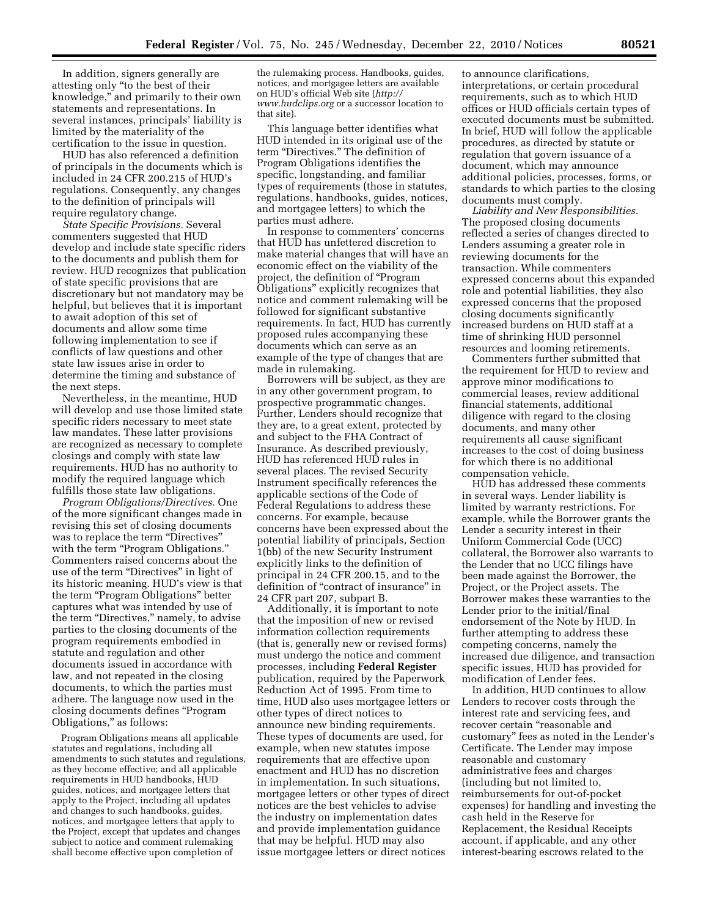In addition, signers generally are attesting only "to the best of their knowledge," and primarily to their own statements and representations. In several instances, principals' liability is limited by the materiality of the certification to the issue in question.

HUD has also referenced a definition of principals in the documents which is included in 24 CFR 200.215 of HUD's regulations. Consequently, any changes to the definition of principals will require regulatory change.

*State Specific Provisions.* Several commenters suggested that HUD develop and include state specific riders to the documents and publish them for review. HUD recognizes that publication of state specific provisions that are discretionary but not mandatory may be helpful, but believes that it is important to await adoption of this set of documents and allow some time following implementation to see if conflicts of law questions and other state law issues arise in order to determine the timing and substance of the next steps.

Nevertheless, in the meantime, HUD will develop and use those limited state specific riders necessary to meet state law mandates. These latter provisions are recognized as necessary to complete closings and comply with state law requirements. HUD has no authority to modify the required language which fulfills those state law obligations.

*Program Obligations/Directives.* One of the more significant changes made in revising this set of closing documents was to replace the term "Directives" with the term "Program Obligations." Commenters raised concerns about the use of the term "Directives" in light of its historic meaning. HUD's view is that the term "Program Obligations" better captures what was intended by use of the term "Directives," namely, to advise parties to the closing documents of the program requirements embodied in statute and regulation and other documents issued in accordance with law, and not repeated in the closing documents, to which the parties must adhere. The language now used in the closing documents defines "Program Obligations," as follows:

> Program Obligations means all applicable statutes and regulations, including all amendments to such statutes and regulations, as they become effective; and all applicable requirements in HUD handbooks, HUD guides, notices, and mortgagee letters that apply to the Project, including all updates and changes to such handbooks, guides, notices, and mortgagee letters that apply to the Project, except that updates and changes subject to notice and comment rulemaking shall become effective upon completion of the rulemaking process. Handbooks, guides, notices, and mortgagee letters are available on HUD's official Web site (*http://www.hudclips.org* or a successor location to that site).

This language better identifies what HUD intended in its original use of the term "Directives." The definition of Program Obligations identifies the specific, longstanding, and familiar types of requirements (those in statutes, regulations, handbooks, guides, notices, and mortgagee letters) to which the parties must adhere.

In response to commenters' concerns that HUD has unfettered discretion to make material changes that will have an economic effect on the viability of the project, the definition of "Program Obligations" explicitly recognizes that notice and comment rulemaking will be followed for significant substantive requirements. In fact, HUD has currently proposed rules accompanying these documents which can serve as an example of the type of changes that are made in rulemaking.

Borrowers will be subject, as they are in any other government program, to prospective programmatic changes. Further, Lenders should recognize that they are, to a great extent, protected by and subject to the FHA Contract of Insurance. As described previously, HUD has referenced HUD rules in several places. The revised Security Instrument specifically references the applicable sections of the Code of Federal Regulations to address these concerns. For example, because concerns have been expressed about the potential liability of principals, Section 1(bb) of the new Security Instrument explicitly links to the definition of principal in 24 CFR 200.15, and to the definition of "contract of insurance" in 24 CFR part 207, subpart B.

Additionally, it is important to note that the imposition of new or revised information collection requirements (that is, generally new or revised forms) must undergo the notice and comment processes, including **Federal Register** publication, required by the Paperwork Reduction Act of 1995. From time to time, HUD also uses mortgagee letters or other types of direct notices to announce new binding requirements. These types of documents are used, for example, when new statutes impose requirements that are effective upon enactment and HUD has no discretion in implementation. In such situations, mortgagee letters or other types of direct notices are the best vehicles to advise the industry on implementation dates and provide implementation guidance that may be helpful. HUD may also issue mortgagee letters or direct notices to announce clarifications, interpretations, or certain procedural requirements, such as to which HUD offices or HUD officials certain types of executed documents must be submitted. In brief, HUD will follow the applicable procedures, as directed by statute or regulation that govern issuance of a document, which may announce additional policies, processes, forms, or standards to which parties to the closing documents must comply.

*Liability and New Responsibilities.* The proposed closing documents reflected a series of changes directed to Lenders assuming a greater role in reviewing documents for the transaction. While commenters expressed concerns about this expanded role and potential liabilities, they also expressed concerns that the proposed closing documents significantly increased burdens on HUD staff at a time of shrinking HUD personnel resources and looming retirements.

Commenters further submitted that the requirement for HUD to review and approve minor modifications to commercial leases, review additional financial statements, additional diligence with regard to the closing documents, and many other requirements all cause significant increases to the cost of doing business for which there is no additional compensation vehicle.

HUD has addressed these comments in several ways. Lender liability is limited by warranty restrictions. For example, while the Borrower grants the Lender a security interest in their Uniform Commercial Code (UCC) collateral, the Borrower also warrants to the Lender that no UCC filings have been made against the Borrower, the Project, or the Project assets. The Borrower makes these warranties to the Lender prior to the initial/final endorsement of the Note by HUD. In further attempting to address these competing concerns, namely the increased due diligence, and transaction specific issues, HUD has provided for modification of Lender fees.

In addition, HUD continues to allow Lenders to recover costs through the interest rate and servicing fees, and recover certain "reasonable and customary" fees as noted in the Lender's Certificate. The Lender may impose reasonable and customary administrative fees and charges (including but not limited to, reimbursements for out-of-pocket expenses) for handling and investing the cash held in the Reserve for Replacement, the Residual Receipts account, if applicable, and any other interest-bearing escrows related to the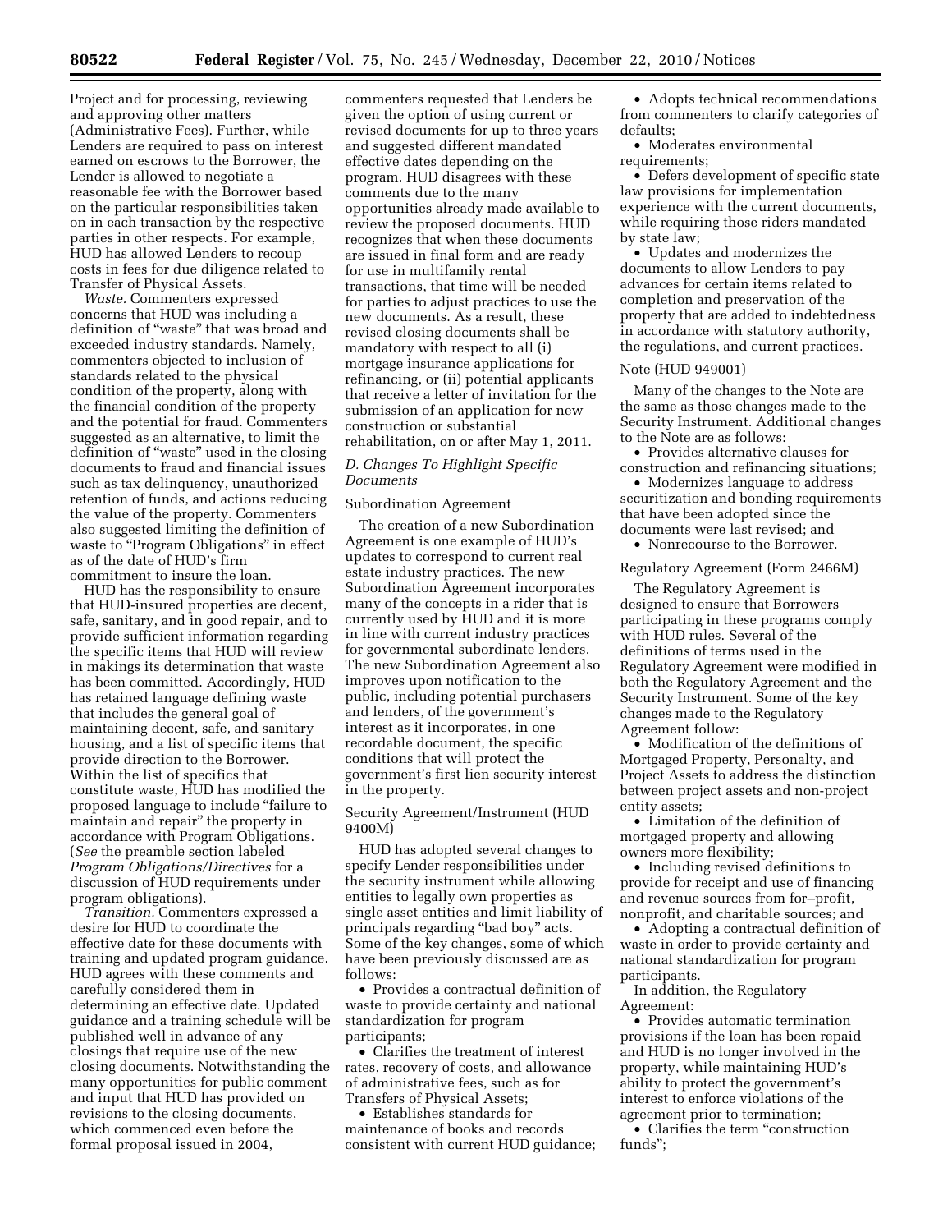Project and for processing, reviewing and approving other matters (Administrative Fees). Further, while Lenders are required to pass on interest earned on escrows to the Borrower, the Lender is allowed to negotiate a reasonable fee with the Borrower based on the particular responsibilities taken on in each transaction by the respective parties in other respects. For example, HUD has allowed Lenders to recoup costs in fees for due diligence related to Transfer of Physical Assets.

*Waste.* Commenters expressed concerns that HUD was including a definition of "waste" that was broad and exceeded industry standards. Namely, commenters objected to inclusion of standards related to the physical condition of the property, along with the financial condition of the property and the potential for fraud. Commenters suggested as an alternative, to limit the definition of "waste" used in the closing documents to fraud and financial issues such as tax delinquency, unauthorized retention of funds, and actions reducing the value of the property. Commenters also suggested limiting the definition of waste to "Program Obligations" in effect as of the date of HUD's firm commitment to insure the loan.

HUD has the responsibility to ensure that HUD-insured properties are decent, safe, sanitary, and in good repair, and to provide sufficient information regarding the specific items that HUD will review in makings its determination that waste has been committed. Accordingly, HUD has retained language defining waste that includes the general goal of maintaining decent, safe, and sanitary housing, and a list of specific items that provide direction to the Borrower. Within the list of specifics that constitute waste, HUD has modified the proposed language to include "failure to maintain and repair" the property in accordance with Program Obligations. (*See* the preamble section labeled *Program Obligations/Directives* for a discussion of HUD requirements under program obligations).

*Transition.* Commenters expressed a desire for HUD to coordinate the effective date for these documents with training and updated program guidance. HUD agrees with these comments and carefully considered them in determining an effective date. Updated guidance and a training schedule will be published well in advance of any closings that require use of the new closing documents. Notwithstanding the many opportunities for public comment and input that HUD has provided on revisions to the closing documents, which commenced even before the formal proposal issued in 2004, commenters requested that Lenders be given the option of using current or revised documents for up to three years and suggested different mandated effective dates depending on the program. HUD disagrees with these comments due to the many opportunities already made available to review the proposed documents. HUD recognizes that when these documents are issued in final form and are ready for use in multifamily rental transactions, that time will be needed for parties to adjust practices to use the new documents. As a result, these revised closing documents shall be mandatory with respect to all (i) mortgage insurance applications for refinancing, or (ii) potential applicants that receive a letter of invitation for the submission of an application for new construction or substantial rehabilitation, on or after May 1, 2011.

### *D. Changes To Highlight Specific Documents*

#### Subordination Agreement

The creation of a new Subordination Agreement is one example of HUD's updates to correspond to current real estate industry practices. The new Subordination Agreement incorporates many of the concepts in a rider that is currently used by HUD and it is more in line with current industry practices for governmental subordinate lenders. The new Subordination Agreement also improves upon notification to the public, including potential purchasers and lenders, of the government's interest as it incorporates, in one recordable document, the specific conditions that will protect the government's first lien security interest in the property.

#### Security Agreement/Instrument (HUD 9400M)

HUD has adopted several changes to specify Lender responsibilities under the security instrument while allowing entities to legally own properties as single asset entities and limit liability of principals regarding "bad boy" acts. Some of the key changes, some of which have been previously discussed are as follows:

- Provides a contractual definition of waste to provide certainty and national standardization for program participants;
- Clarifies the treatment of interest rates, recovery of costs, and allowance of administrative fees, such as for Transfers of Physical Assets;
- Establishes standards for maintenance of books and records consistent with current HUD guidance;
- Adopts technical recommendations from commenters to clarify categories of defaults;
- Moderates environmental requirements;
- Defers development of specific state law provisions for implementation experience with the current documents, while requiring those riders mandated by state law;
- Updates and modernizes the documents to allow Lenders to pay advances for certain items related to completion and preservation of the property that are added to indebtedness in accordance with statutory authority, the regulations, and current practices.

#### Note (HUD 949001)

Many of the changes to the Note are the same as those changes made to the Security Instrument. Additional changes to the Note are as follows:

- Provides alternative clauses for construction and refinancing situations;
- Modernizes language to address securitization and bonding requirements that have been adopted since the documents were last revised; and
- Nonrecourse to the Borrower.

#### Regulatory Agreement (Form 2466M)

The Regulatory Agreement is designed to ensure that Borrowers participating in these programs comply with HUD rules. Several of the definitions of terms used in the Regulatory Agreement were modified in both the Regulatory Agreement and the Security Instrument. Some of the key changes made to the Regulatory Agreement follow:

- Modification of the definitions of Mortgaged Property, Personalty, and Project Assets to address the distinction between project assets and non-project entity assets;
- Limitation of the definition of mortgaged property and allowing owners more flexibility;
- Including revised definitions to provide for receipt and use of financing and revenue sources from for–profit, nonprofit, and charitable sources; and
- Adopting a contractual definition of waste in order to provide certainty and national standardization for program participants.

In addition, the Regulatory Agreement:

- Provides automatic termination provisions if the loan has been repaid and HUD is no longer involved in the property, while maintaining HUD's ability to protect the government's interest to enforce violations of the agreement prior to termination;
- Clarifies the term "construction funds";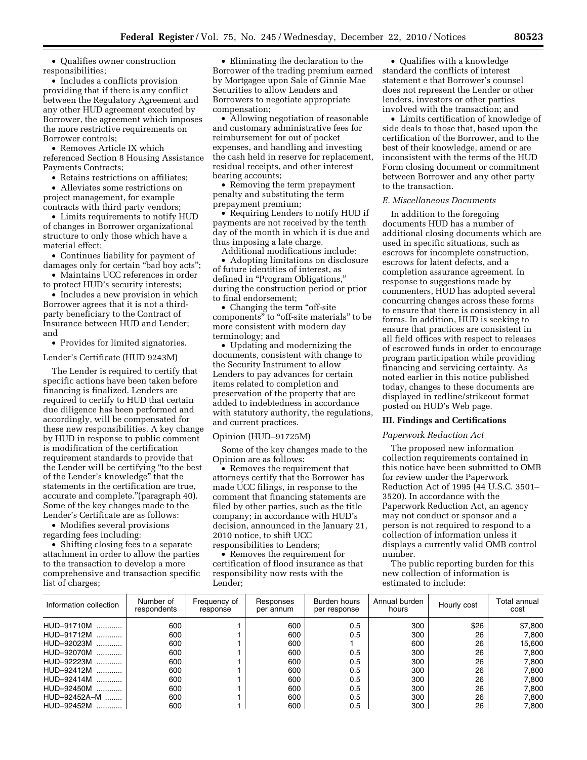- Qualifies owner construction responsibilities;
- Includes a conflicts provision providing that if there is any conflict between the Regulatory Agreement and any other HUD agreement executed by Borrower, the agreement which imposes the more restrictive requirements on Borrower controls;
- Removes Article IX which referenced Section 8 Housing Assistance Payments Contracts;
- Retains restrictions on affiliates;
- Alleviates some restrictions on project management, for example contracts with third party vendors;
- Limits requirements to notify HUD of changes in Borrower organizational structure to only those which have a material effect;
- Continues liability for payment of damages only for certain "bad boy acts";
- Maintains UCC references in order to protect HUD's security interests;
- Includes a new provision in which Borrower agrees that it is not a third-party beneficiary to the Contract of Insurance between HUD and Lender; and
- Provides for limited signatories.

Lender's Certificate (HUD 9243M)

The Lender is required to certify that specific actions have been taken before financing is finalized. Lenders are required to certify to HUD that certain due diligence has been performed and accordingly, will be compensated for these new responsibilities. A key change by HUD in response to public comment is modification of the certification requirement standards to provide that the Lender will be certifying "to the best of the Lender's knowledge" that the statements in the certification are true, accurate and complete."(paragraph 40). Some of the key changes made to the Lender's Certificate are as follows:

- Modifies several provisions regarding fees including:
- Shifting closing fees to a separate attachment in order to allow the parties to the transaction to develop a more comprehensive and transaction specific list of charges;
- Eliminating the declaration to the Borrower of the trading premium earned by Mortgagee upon Sale of Ginnie Mae Securities to allow Lenders and Borrowers to negotiate appropriate compensation;
- Allowing negotiation of reasonable and customary administrative fees for reimbursement for out of pocket expenses, and handling and investing the cash held in reserve for replacement, residual receipts, and other interest bearing accounts;
- Removing the term prepayment penalty and substituting the term prepayment premium;
- Requiring Lenders to notify HUD if payments are not received by the tenth day of the month in which it is due and thus imposing a late charge.

Additional modifications include:

- Adopting limitations on disclosure of future identities of interest, as defined in "Program Obligations," during the construction period or prior to final endorsement;
- Changing the term "off-site components" to "off-site materials" to be more consistent with modern day terminology; and
- Updating and modernizing the documents, consistent with change to the Security Instrument to allow Lenders to pay advances for certain items related to completion and preservation of the property that are added to indebtedness in accordance with statutory authority, the regulations, and current practices.

Opinion (HUD–91725M)

Some of the key changes made to the Opinion are as follows:

- Removes the requirement that attorneys certify that the Borrower has made UCC filings, in response to the comment that financing statements are filed by other parties, such as the title company; in accordance with HUD's decision, announced in the January 21, 2010 notice, to shift UCC responsibilities to Lenders;
- Removes the requirement for certification of flood insurance as that responsibility now rests with the Lender;
- Qualifies with a knowledge standard the conflicts of interest statement e that Borrower's counsel does not represent the Lender or other lenders, investors or other parties involved with the transaction; and
- Limits certification of knowledge of side deals to those that, based upon the certification of the Borrower, and to the best of their knowledge, amend or are inconsistent with the terms of the HUD Form closing document or commitment between Borrower and any other party to the transaction.

*E. Miscellaneous Documents*

In addition to the foregoing documents HUD has a number of additional closing documents which are used in specific situations, such as escrows for incomplete construction, escrows for latent defects, and a completion assurance agreement. In response to suggestions made by commenters, HUD has adopted several concurring changes across these forms to ensure that there is consistency in all forms. In addition, HUD is seeking to ensure that practices are consistent in all field offices with respect to releases of escrowed funds in order to encourage program participation while providing financing and servicing certainty. As noted earlier in this notice published today, changes to these documents are displayed in redline/strikeout format posted on HUD's Web page.

## III. Findings and Certifications

*Paperwork Reduction Act*

The proposed new information collection requirements contained in this notice have been submitted to OMB for review under the Paperwork Reduction Act of 1995 (44 U.S.C. 3501–3520). In accordance with the Paperwork Reduction Act, an agency may not conduct or sponsor and a person is not required to respond to a collection of information unless it displays a currently valid OMB control number.

The public reporting burden for this new collection of information is estimated to include:

| Information collection | Number of respondents | Frequency of response | Responses per annum | Burden hours per response | Annual burden hours | Hourly cost | Total annual cost |
|---|---|---|---|---|---|---|---|
| HUD–91710M | 600 | 1 | 600 | 0.5 | 300 | $26 | $7,800 |
| HUD–91712M | 600 | 1 | 600 | 0.5 | 300 | 26 | 7,800 |
| HUD–92023M | 600 | 1 | 600 | 1 | 600 | 26 | 15,600 |
| HUD–92070M | 600 | 1 | 600 | 0.5 | 300 | 26 | 7,800 |
| HUD–92223M | 600 | 1 | 600 | 0.5 | 300 | 26 | 7,800 |
| HUD–92412M | 600 | 1 | 600 | 0.5 | 300 | 26 | 7,800 |
| HUD–92414M | 600 | 1 | 600 | 0.5 | 300 | 26 | 7,800 |
| HUD–92450M | 600 | 1 | 600 | 0.5 | 300 | 26 | 7,800 |
| HUD–92452A–M | 600 | 1 | 600 | 0.5 | 300 | 26 | 7,800 |
| HUD–92452M | 600 | 1 | 600 | 0.5 | 300 | 26 | 7,800 |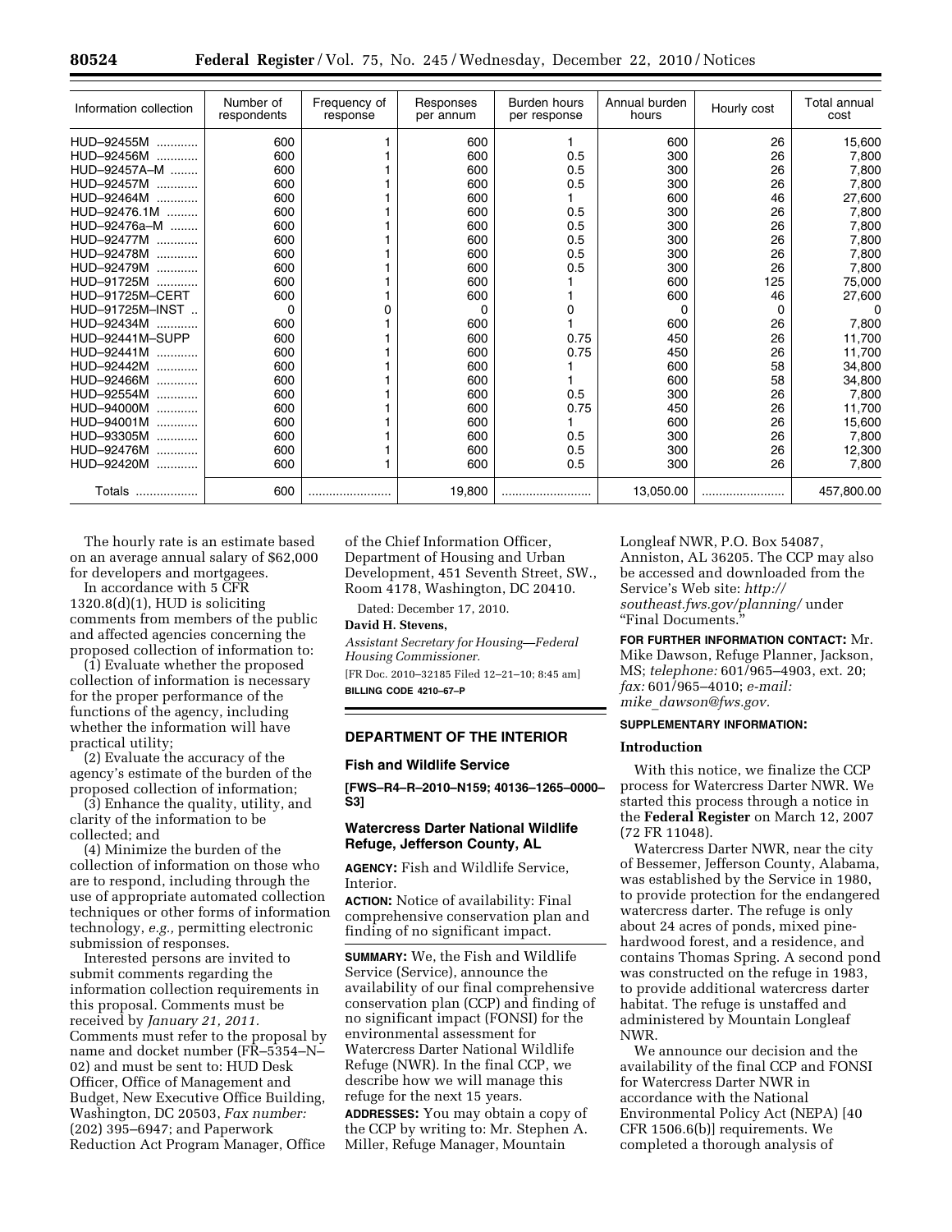| Information collection | Number of respondents | Frequency of response | Responses per annum | Burden hours per response | Annual burden hours | Hourly cost | Total annual cost |
|---|---|---|---|---|---|---|---|
| HUD–92455M ............ | 600 | 1 | 600 | 1 | 600 | 26 | 15,600 |
| HUD–92456M ............ | 600 | 1 | 600 | 0.5 | 300 | 26 | 7,800 |
| HUD–92457A–M ........ | 600 | 1 | 600 | 0.5 | 300 | 26 | 7,800 |
| HUD–92457M ............ | 600 | 1 | 600 | 0.5 | 300 | 26 | 7,800 |
| HUD–92464M ............ | 600 | 1 | 600 | 1 | 600 | 46 | 27,600 |
| HUD–92476.1M ......... | 600 | 1 | 600 | 0.5 | 300 | 26 | 7,800 |
| HUD–92476a–M ........ | 600 | 1 | 600 | 0.5 | 300 | 26 | 7,800 |
| HUD–92477M ............ | 600 | 1 | 600 | 0.5 | 300 | 26 | 7,800 |
| HUD–92478M ............ | 600 | 1 | 600 | 0.5 | 300 | 26 | 7,800 |
| HUD–92479M ............ | 600 | 1 | 600 | 0.5 | 300 | 26 | 7,800 |
| HUD–91725M ............ | 600 | 1 | 600 | 1 | 600 | 125 | 75,000 |
| HUD–91725M–CERT | 600 | 1 | 600 | 1 | 600 | 46 | 27,600 |
| HUD–91725M–INST .. | 0 | 0 | 0 | 0 | 0 | 0 | 0 |
| HUD–92434M ............ | 600 | 1 | 600 | 1 | 600 | 26 | 7,800 |
| HUD–92441M–SUPP | 600 | 1 | 600 | 0.75 | 450 | 26 | 11,700 |
| HUD–92441M ............ | 600 | 1 | 600 | 0.75 | 450 | 26 | 11,700 |
| HUD–92442M ............ | 600 | 1 | 600 | 1 | 600 | 58 | 34,800 |
| HUD–92466M ............ | 600 | 1 | 600 | 1 | 600 | 58 | 34,800 |
| HUD–92554M ............ | 600 | 1 | 600 | 0.5 | 300 | 26 | 7,800 |
| HUD–94000M ............ | 600 | 1 | 600 | 0.75 | 450 | 26 | 11,700 |
| HUD–94001M ............ | 600 | 1 | 600 | 1 | 600 | 26 | 15,600 |
| HUD–93305M ............ | 600 | 1 | 600 | 0.5 | 300 | 26 | 7,800 |
| HUD–92476M ............ | 600 | 1 | 600 | 0.5 | 300 | 26 | 12,300 |
| HUD–92420M ............ | 600 | 1 | 600 | 0.5 | 300 | 26 | 7,800 |
| Totals .................. | 600 | ........................ | 19,800 | .......................... | 13,050.00 | ........................ | 457,800.00 |

The hourly rate is an estimate based on an average annual salary of $62,000 for developers and mortgagees.

In accordance with 5 CFR 1320.8(d)(1), HUD is soliciting comments from members of the public and affected agencies concerning the proposed collection of information to:

(1) Evaluate whether the proposed collection of information is necessary for the proper performance of the functions of the agency, including whether the information will have practical utility;

(2) Evaluate the accuracy of the agency's estimate of the burden of the proposed collection of information;

(3) Enhance the quality, utility, and clarity of the information to be collected; and

(4) Minimize the burden of the collection of information on those who are to respond, including through the use of appropriate automated collection techniques or other forms of information technology, *e.g.,* permitting electronic submission of responses.

Interested persons are invited to submit comments regarding the information collection requirements in this proposal. Comments must be received by *January 21, 2011.* Comments must refer to the proposal by name and docket number (FR–5354–N–02) and must be sent to: HUD Desk Officer, Office of Management and Budget, New Executive Office Building, Washington, DC 20503, *Fax number:* (202) 395–6947; and Paperwork Reduction Act Program Manager, Office of the Chief Information Officer, Department of Housing and Urban Development, 451 Seventh Street, SW., Room 4178, Washington, DC 20410.

Dated: December 17, 2010.

**David H. Stevens,**

*Assistant Secretary for Housing—Federal Housing Commissioner.*

[FR Doc. 2010–32185 Filed 12–21–10; 8:45 am]

**BILLING CODE 4210–67–P**

## DEPARTMENT OF THE INTERIOR

### Fish and Wildlife Service

**[FWS–R4–R–2010–N159; 40136–1265–0000–S3]**

### Watercress Darter National Wildlife Refuge, Jefferson County, AL

**AGENCY:** Fish and Wildlife Service, Interior.

**ACTION:** Notice of availability: Final comprehensive conservation plan and finding of no significant impact.

**SUMMARY:** We, the Fish and Wildlife Service (Service), announce the availability of our final comprehensive conservation plan (CCP) and finding of no significant impact (FONSI) for the environmental assessment for Watercress Darter National Wildlife Refuge (NWR). In the final CCP, we describe how we will manage this refuge for the next 15 years.

**ADDRESSES:** You may obtain a copy of the CCP by writing to: Mr. Stephen A. Miller, Refuge Manager, Mountain Longleaf NWR, P.O. Box 54087, Anniston, AL 36205. The CCP may also be accessed and downloaded from the Service's Web site: *http://southeast.fws.gov/planning/* under "Final Documents."

**FOR FURTHER INFORMATION CONTACT:** Mr. Mike Dawson, Refuge Planner, Jackson, MS; *telephone:* 601/965–4903, ext. 20; *fax:* 601/965–4010; *e-mail: mike_dawson@fws.gov.*

**SUPPLEMENTARY INFORMATION:**

**Introduction**

With this notice, we finalize the CCP process for Watercress Darter NWR. We started this process through a notice in the **Federal Register** on March 12, 2007 (72 FR 11048).

Watercress Darter NWR, near the city of Bessemer, Jefferson County, Alabama, was established by the Service in 1980, to provide protection for the endangered watercress darter. The refuge is only about 24 acres of ponds, mixed pine-hardwood forest, and a residence, and contains Thomas Spring. A second pond was constructed on the refuge in 1983, to provide additional watercress darter habitat. The refuge is unstaffed and administered by Mountain Longleaf NWR.

We announce our decision and the availability of the final CCP and FONSI for Watercress Darter NWR in accordance with the National Environmental Policy Act (NEPA) [40 CFR 1506.6(b)] requirements. We completed a thorough analysis of